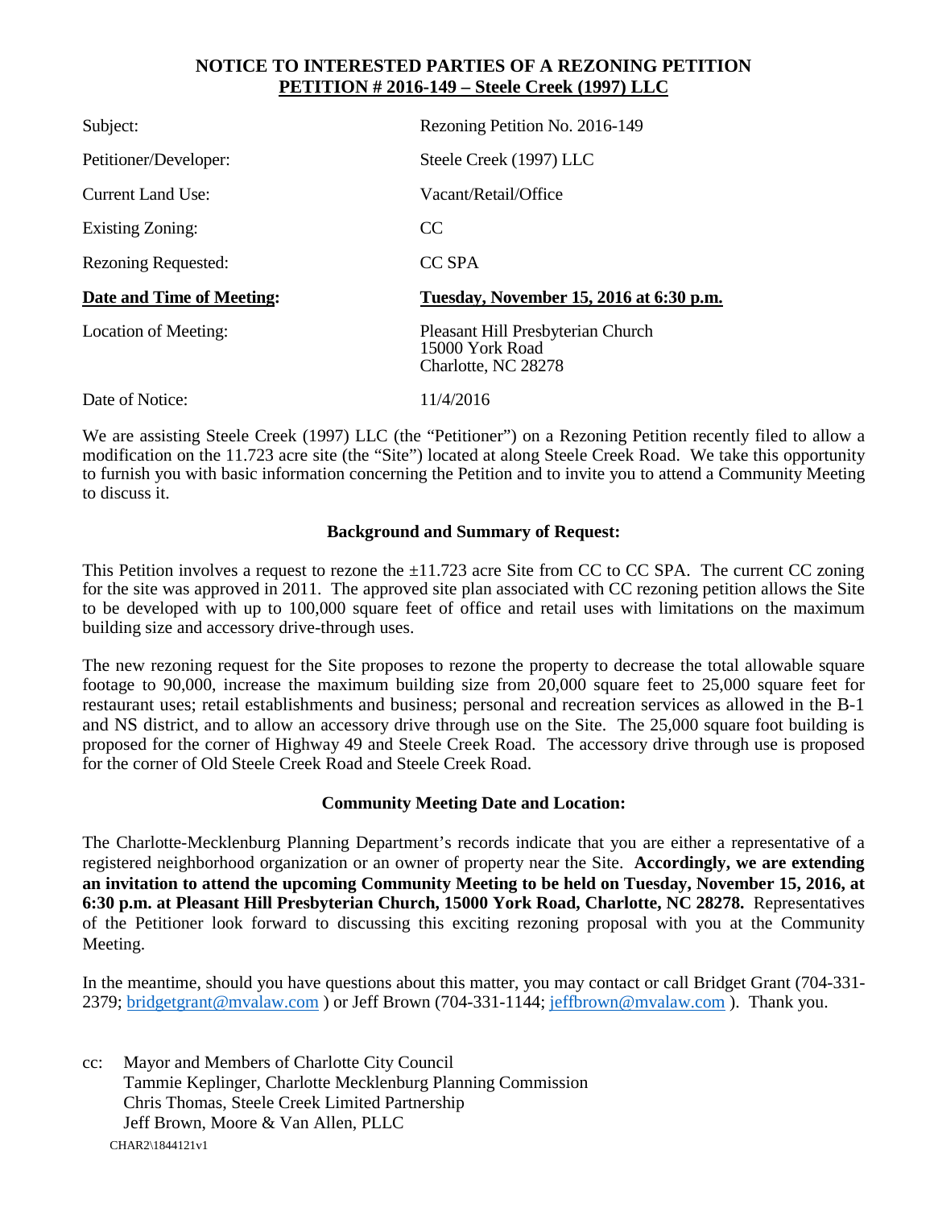**NOTICE TO INTERESTED PARTIES OF A REZONING PETITION**
**PETITION # 2016-149 – Steele Creek (1997) LLC**

| | |
|---|---|
| Subject: | Rezoning Petition No. 2016-149 |
| Petitioner/Developer: | Steele Creek (1997) LLC |
| Current Land Use: | Vacant/Retail/Office |
| Existing Zoning: | CC |
| Rezoning Requested: | CC SPA |
| **Date and Time of Meeting:** | **Tuesday, November 15, 2016 at 6:30 p.m.** |
| Location of Meeting: | Pleasant Hill Presbyterian Church<br>15000 York Road<br>Charlotte, NC 28278 |
| Date of Notice: | 11/4/2016 |

We are assisting Steele Creek (1997) LLC (the "Petitioner") on a Rezoning Petition recently filed to allow a modification on the 11.723 acre site (the "Site") located at along Steele Creek Road. We take this opportunity to furnish you with basic information concerning the Petition and to invite you to attend a Community Meeting to discuss it.

**Background and Summary of Request:**

This Petition involves a request to rezone the ±11.723 acre Site from CC to CC SPA. The current CC zoning for the site was approved in 2011. The approved site plan associated with CC rezoning petition allows the Site to be developed with up to 100,000 square feet of office and retail uses with limitations on the maximum building size and accessory drive-through uses.

The new rezoning request for the Site proposes to rezone the property to decrease the total allowable square footage to 90,000, increase the maximum building size from 20,000 square feet to 25,000 square feet for restaurant uses; retail establishments and business; personal and recreation services as allowed in the B-1 and NS district, and to allow an accessory drive through use on the Site. The 25,000 square foot building is proposed for the corner of Highway 49 and Steele Creek Road. The accessory drive through use is proposed for the corner of Old Steele Creek Road and Steele Creek Road.

**Community Meeting Date and Location:**

The Charlotte-Mecklenburg Planning Department's records indicate that you are either a representative of a registered neighborhood organization or an owner of property near the Site. **Accordingly, we are extending an invitation to attend the upcoming Community Meeting to be held on Tuesday, November 15, 2016, at 6:30 p.m. at Pleasant Hill Presbyterian Church, 15000 York Road, Charlotte, NC 28278.** Representatives of the Petitioner look forward to discussing this exciting rezoning proposal with you at the Community Meeting.

In the meantime, should you have questions about this matter, you may contact or call Bridget Grant (704-331-2379; bridgetgrant@mvalaw.com ) or Jeff Brown (704-331-1144; jeffbrown@mvalaw.com ). Thank you.

cc: Mayor and Members of Charlotte City Council
Tammie Keplinger, Charlotte Mecklenburg Planning Commission
Chris Thomas, Steele Creek Limited Partnership
Jeff Brown, Moore & Van Allen, PLLC

CHAR2\1844121v1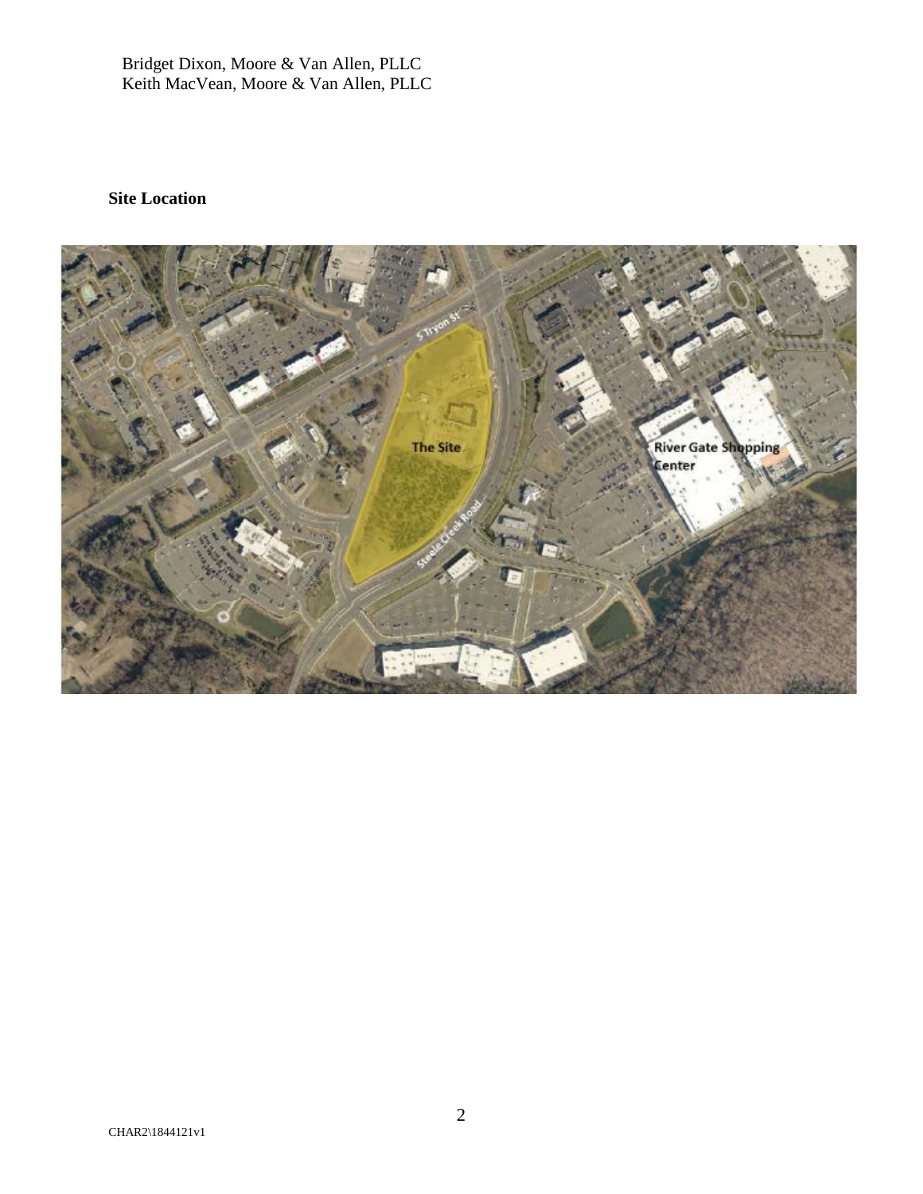Bridget Dixon, Moore & Van Allen, PLLC
Keith MacVean, Moore & Van Allen, PLLC

**Site Location**

S Tryon St
The Site
Steele Creek Road
River Gate Shopping Center

CHAR2\1844121v1